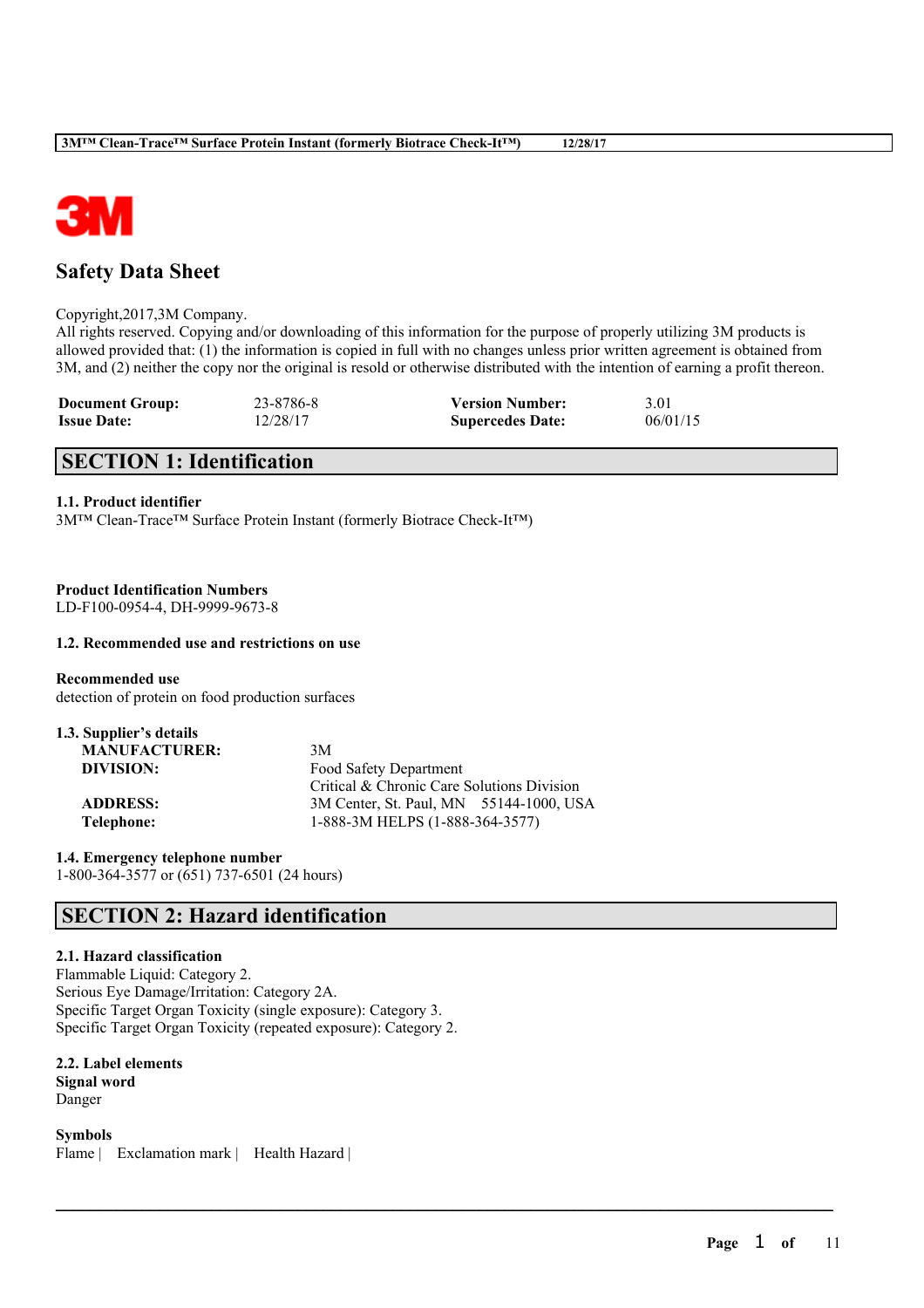# Safety Data Sheet

Copyright,2017,3M Company.
All rights reserved. Copying and/or downloading of this information for the purpose of properly utilizing 3M products is allowed provided that: (1) the information is copied in full with no changes unless prior written agreement is obtained from 3M, and (2) neither the copy nor the original is resold or otherwise distributed with the intention of earning a profit thereon.

| | | | |
|---|---|---|---|
| **Document Group:** | 23-8786-8 | **Version Number:** | 3.01 |
| **Issue Date:** | 12/28/17 | **Supercedes Date:** | 06/01/15 |

## SECTION 1: Identification

### 1.1. Product identifier

3M™ Clean-Trace™ Surface Protein Instant (formerly Biotrace Check-It™)

**Product Identification Numbers**
LD-F100-0954-4, DH-9999-9673-8

### 1.2. Recommended use and restrictions on use

**Recommended use**
detection of protein on food production surfaces

### 1.3. Supplier's details

| | |
|---|---|
| **MANUFACTURER:** | 3M |
| **DIVISION:** | Food Safety Department<br>Critical & Chronic Care Solutions Division |
| **ADDRESS:** | 3M Center, St. Paul, MN 55144-1000, USA |
| **Telephone:** | 1-888-3M HELPS (1-888-364-3577) |

### 1.4. Emergency telephone number

1-800-364-3577 or (651) 737-6501 (24 hours)

## SECTION 2: Hazard identification

### 2.1. Hazard classification

Flammable Liquid: Category 2.
Serious Eye Damage/Irritation: Category 2A.
Specific Target Organ Toxicity (single exposure): Category 3.
Specific Target Organ Toxicity (repeated exposure): Category 2.

### 2.2. Label elements

**Signal word**
Danger

**Symbols**
Flame | Exclamation mark | Health Hazard |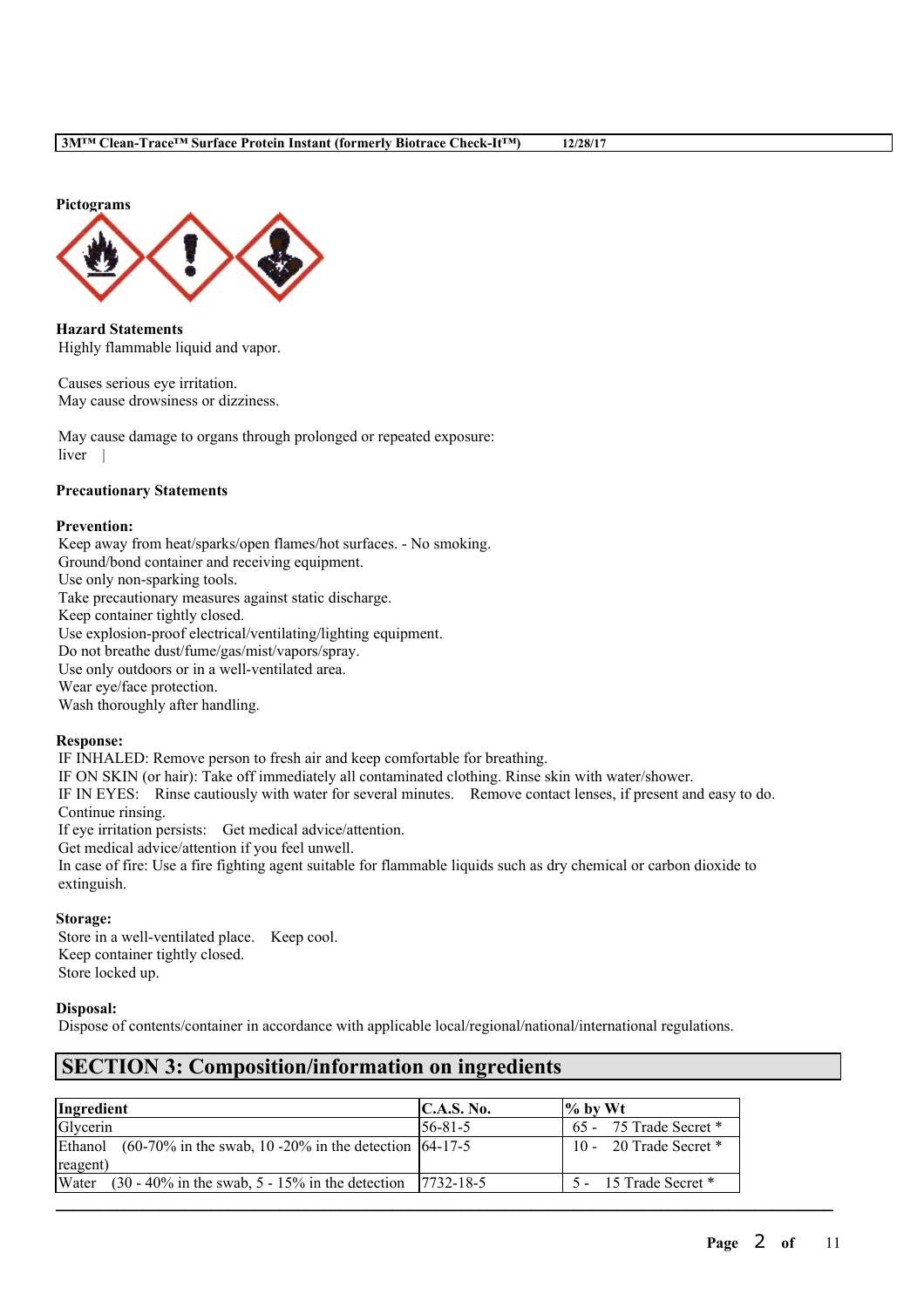**Pictograms**

**Hazard Statements**
Highly flammable liquid and vapor.

Causes serious eye irritation.
May cause drowsiness or dizziness.

May cause damage to organs through prolonged or repeated exposure:
liver |

**Precautionary Statements**

**Prevention:**
Keep away from heat/sparks/open flames/hot surfaces. - No smoking.
Ground/bond container and receiving equipment.
Use only non-sparking tools.
Take precautionary measures against static discharge.
Keep container tightly closed.
Use explosion-proof electrical/ventilating/lighting equipment.
Do not breathe dust/fume/gas/mist/vapors/spray.
Use only outdoors or in a well-ventilated area.
Wear eye/face protection.
Wash thoroughly after handling.

**Response:**
IF INHALED: Remove person to fresh air and keep comfortable for breathing.
IF ON SKIN (or hair): Take off immediately all contaminated clothing. Rinse skin with water/shower.
IF IN EYES: Rinse cautiously with water for several minutes. Remove contact lenses, if present and easy to do. Continue rinsing.
If eye irritation persists: Get medical advice/attention.
Get medical advice/attention if you feel unwell.
In case of fire: Use a fire fighting agent suitable for flammable liquids such as dry chemical or carbon dioxide to extinguish.

**Storage:**
Store in a well-ventilated place. Keep cool.
Keep container tightly closed.
Store locked up.

**Disposal:**
Dispose of contents/container in accordance with applicable local/regional/national/international regulations.

## SECTION 3: Composition/information on ingredients

| Ingredient | C.A.S. No. | % by Wt |
|---|---|---|
| Glycerin | 56-81-5 | 65 - 75 Trade Secret * |
| Ethanol (60-70% in the swab, 10 -20% in the detection reagent) | 64-17-5 | 10 - 20 Trade Secret * |
| Water (30 - 40% in the swab, 5 - 15% in the detection | 7732-18-5 | 5 - 15 Trade Secret * |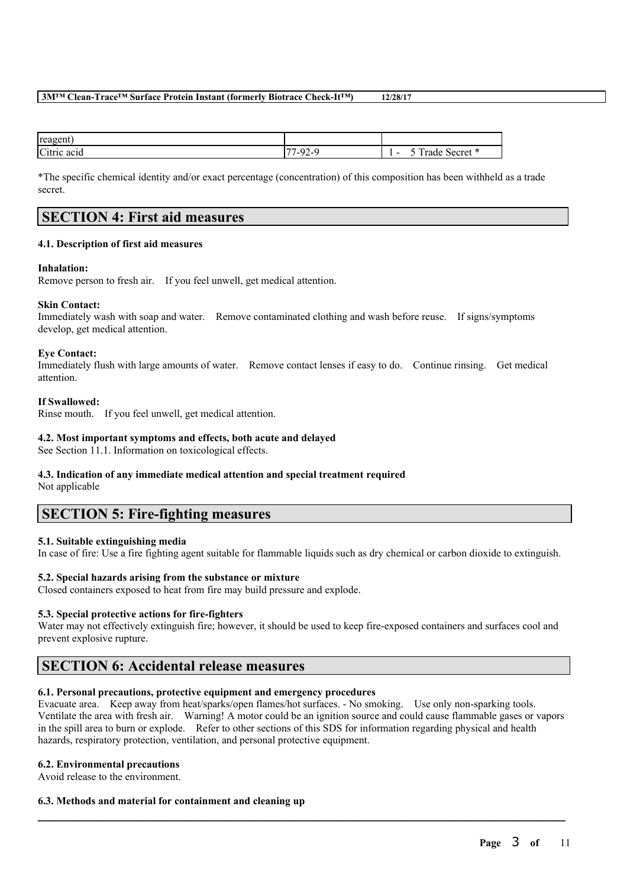| | | |
|---|---|---|
| reagent) | | |
| Citric acid | 77-92-9 | 1 - 5 Trade Secret * |

*The specific chemical identity and/or exact percentage (concentration) of this composition has been withheld as a trade secret.

## SECTION 4: First aid measures

### 4.1. Description of first aid measures

**Inhalation:**
Remove person to fresh air. If you feel unwell, get medical attention.

**Skin Contact:**
Immediately wash with soap and water. Remove contaminated clothing and wash before reuse. If signs/symptoms develop, get medical attention.

**Eye Contact:**
Immediately flush with large amounts of water. Remove contact lenses if easy to do. Continue rinsing. Get medical attention.

**If Swallowed:**
Rinse mouth. If you feel unwell, get medical attention.

### 4.2. Most important symptoms and effects, both acute and delayed

See Section 11.1. Information on toxicological effects.

### 4.3. Indication of any immediate medical attention and special treatment required

Not applicable

## SECTION 5: Fire-fighting measures

### 5.1. Suitable extinguishing media

In case of fire: Use a fire fighting agent suitable for flammable liquids such as dry chemical or carbon dioxide to extinguish.

### 5.2. Special hazards arising from the substance or mixture

Closed containers exposed to heat from fire may build pressure and explode.

### 5.3. Special protective actions for fire-fighters

Water may not effectively extinguish fire; however, it should be used to keep fire-exposed containers and surfaces cool and prevent explosive rupture.

## SECTION 6: Accidental release measures

### 6.1. Personal precautions, protective equipment and emergency procedures

Evacuate area. Keep away from heat/sparks/open flames/hot surfaces. - No smoking. Use only non-sparking tools. Ventilate the area with fresh air. Warning! A motor could be an ignition source and could cause flammable gases or vapors in the spill area to burn or explode. Refer to other sections of this SDS for information regarding physical and health hazards, respiratory protection, ventilation, and personal protective equipment.

### 6.2. Environmental precautions

Avoid release to the environment.

### 6.3. Methods and material for containment and cleaning up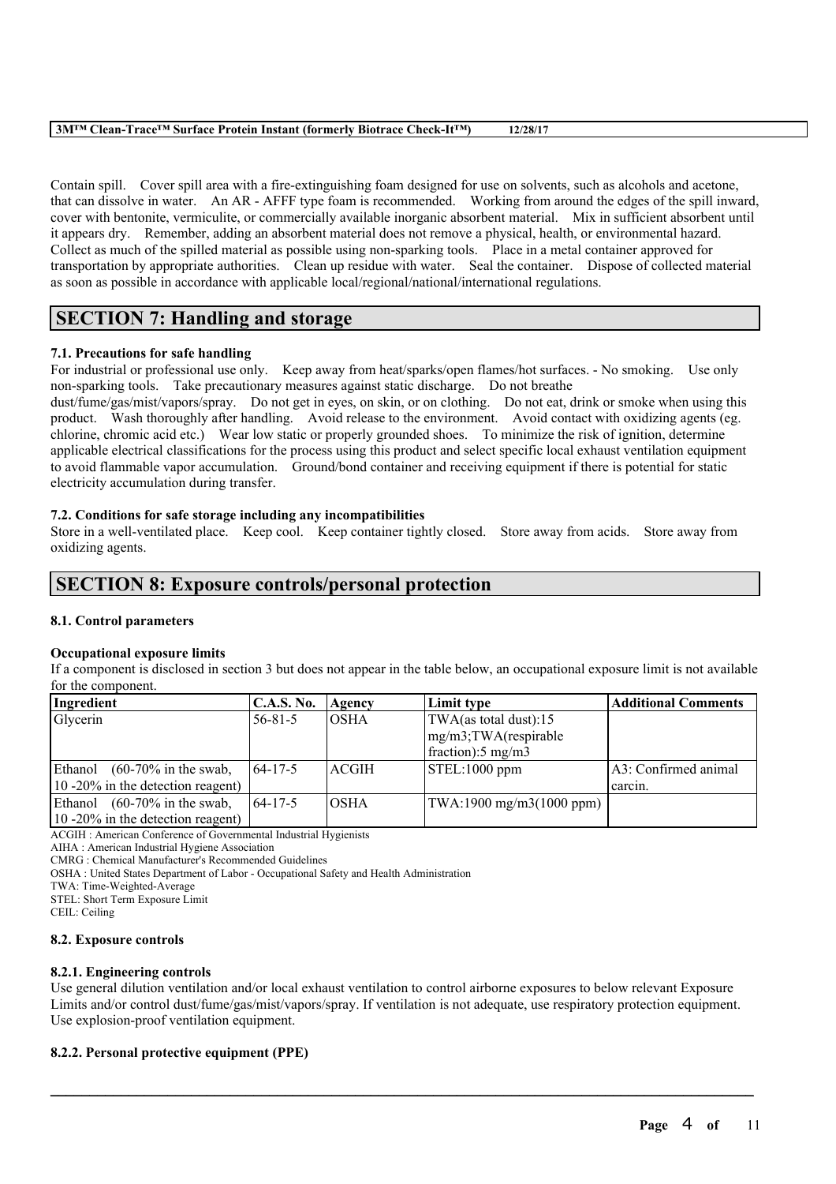Contain spill. Cover spill area with a fire-extinguishing foam designed for use on solvents, such as alcohols and acetone, that can dissolve in water. An AR - AFFF type foam is recommended. Working from around the edges of the spill inward, cover with bentonite, vermiculite, or commercially available inorganic absorbent material. Mix in sufficient absorbent until it appears dry. Remember, adding an absorbent material does not remove a physical, health, or environmental hazard. Collect as much of the spilled material as possible using non-sparking tools. Place in a metal container approved for transportation by appropriate authorities. Clean up residue with water. Seal the container. Dispose of collected material as soon as possible in accordance with applicable local/regional/national/international regulations.

## SECTION 7: Handling and storage

### 7.1. Precautions for safe handling

For industrial or professional use only. Keep away from heat/sparks/open flames/hot surfaces. - No smoking. Use only non-sparking tools. Take precautionary measures against static discharge. Do not breathe dust/fume/gas/mist/vapors/spray. Do not get in eyes, on skin, or on clothing. Do not eat, drink or smoke when using this product. Wash thoroughly after handling. Avoid release to the environment. Avoid contact with oxidizing agents (eg. chlorine, chromic acid etc.) Wear low static or properly grounded shoes. To minimize the risk of ignition, determine applicable electrical classifications for the process using this product and select specific local exhaust ventilation equipment to avoid flammable vapor accumulation. Ground/bond container and receiving equipment if there is potential for static electricity accumulation during transfer.

### 7.2. Conditions for safe storage including any incompatibilities

Store in a well-ventilated place. Keep cool. Keep container tightly closed. Store away from acids. Store away from oxidizing agents.

## SECTION 8: Exposure controls/personal protection

### 8.1. Control parameters

**Occupational exposure limits**

If a component is disclosed in section 3 but does not appear in the table below, an occupational exposure limit is not available for the component.

| Ingredient | C.A.S. No. | Agency | Limit type | Additional Comments |
|---|---|---|---|---|
| Glycerin | 56-81-5 | OSHA | TWA(as total dust):15 mg/m3;TWA(respirable fraction):5 mg/m3 | |
| Ethanol (60-70% in the swab, 10 -20% in the detection reagent) | 64-17-5 | ACGIH | STEL:1000 ppm | A3: Confirmed animal carcin. |
| Ethanol (60-70% in the swab, 10 -20% in the detection reagent) | 64-17-5 | OSHA | TWA:1900 mg/m3(1000 ppm) | |

ACGIH : American Conference of Governmental Industrial Hygienists
AIHA : American Industrial Hygiene Association
CMRG : Chemical Manufacturer's Recommended Guidelines
OSHA : United States Department of Labor - Occupational Safety and Health Administration
TWA: Time-Weighted-Average
STEL: Short Term Exposure Limit
CEIL: Ceiling

### 8.2. Exposure controls

#### 8.2.1. Engineering controls

Use general dilution ventilation and/or local exhaust ventilation to control airborne exposures to below relevant Exposure Limits and/or control dust/fume/gas/mist/vapors/spray. If ventilation is not adequate, use respiratory protection equipment. Use explosion-proof ventilation equipment.

#### 8.2.2. Personal protective equipment (PPE)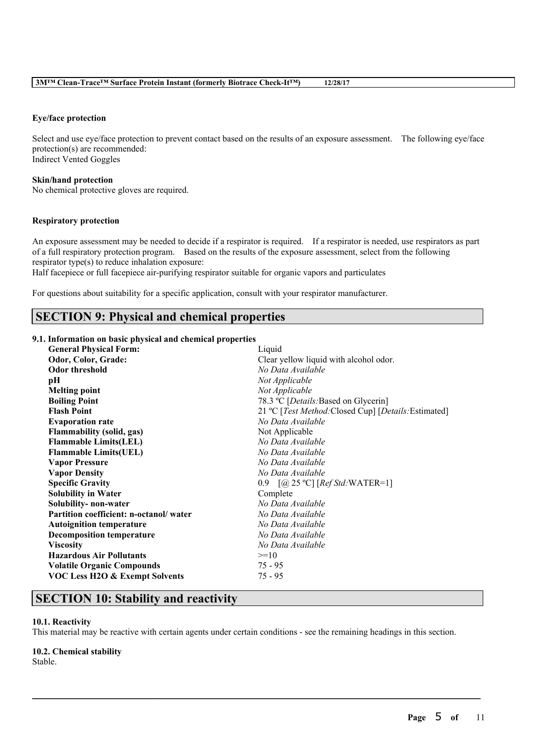**Eye/face protection**

Select and use eye/face protection to prevent contact based on the results of an exposure assessment. The following eye/face protection(s) are recommended:
Indirect Vented Goggles

**Skin/hand protection**
No chemical protective gloves are required.

**Respiratory protection**

An exposure assessment may be needed to decide if a respirator is required. If a respirator is needed, use respirators as part of a full respiratory protection program. Based on the results of the exposure assessment, select from the following respirator type(s) to reduce inhalation exposure:
Half facepiece or full facepiece air-purifying respirator suitable for organic vapors and particulates

For questions about suitability for a specific application, consult with your respirator manufacturer.

# SECTION 9: Physical and chemical properties

**9.1. Information on basic physical and chemical properties**

| | |
|---|---|
| **General Physical Form:** | Liquid |
| **Odor, Color, Grade:** | Clear yellow liquid with alcohol odor. |
| **Odor threshold** | *No Data Available* |
| **pH** | *Not Applicable* |
| **Melting point** | *Not Applicable* |
| **Boiling Point** | 78.3 ºC [*Details:*Based on Glycerin] |
| **Flash Point** | 21 ºC [*Test Method:*Closed Cup] [*Details:*Estimated] |
| **Evaporation rate** | *No Data Available* |
| **Flammability (solid, gas)** | Not Applicable |
| **Flammable Limits(LEL)** | *No Data Available* |
| **Flammable Limits(UEL)** | *No Data Available* |
| **Vapor Pressure** | *No Data Available* |
| **Vapor Density** | *No Data Available* |
| **Specific Gravity** | 0.9 [@ 25 ºC] [*Ref Std:*WATER=1] |
| **Solubility in Water** | Complete |
| **Solubility- non-water** | *No Data Available* |
| **Partition coefficient: n-octanol/ water** | *No Data Available* |
| **Autoignition temperature** | *No Data Available* |
| **Decomposition temperature** | *No Data Available* |
| **Viscosity** | *No Data Available* |
| **Hazardous Air Pollutants** | >=10 |
| **Volatile Organic Compounds** | 75 - 95 |
| **VOC Less H2O & Exempt Solvents** | 75 - 95 |

# SECTION 10: Stability and reactivity

**10.1. Reactivity**
This material may be reactive with certain agents under certain conditions - see the remaining headings in this section.

**10.2. Chemical stability**
Stable.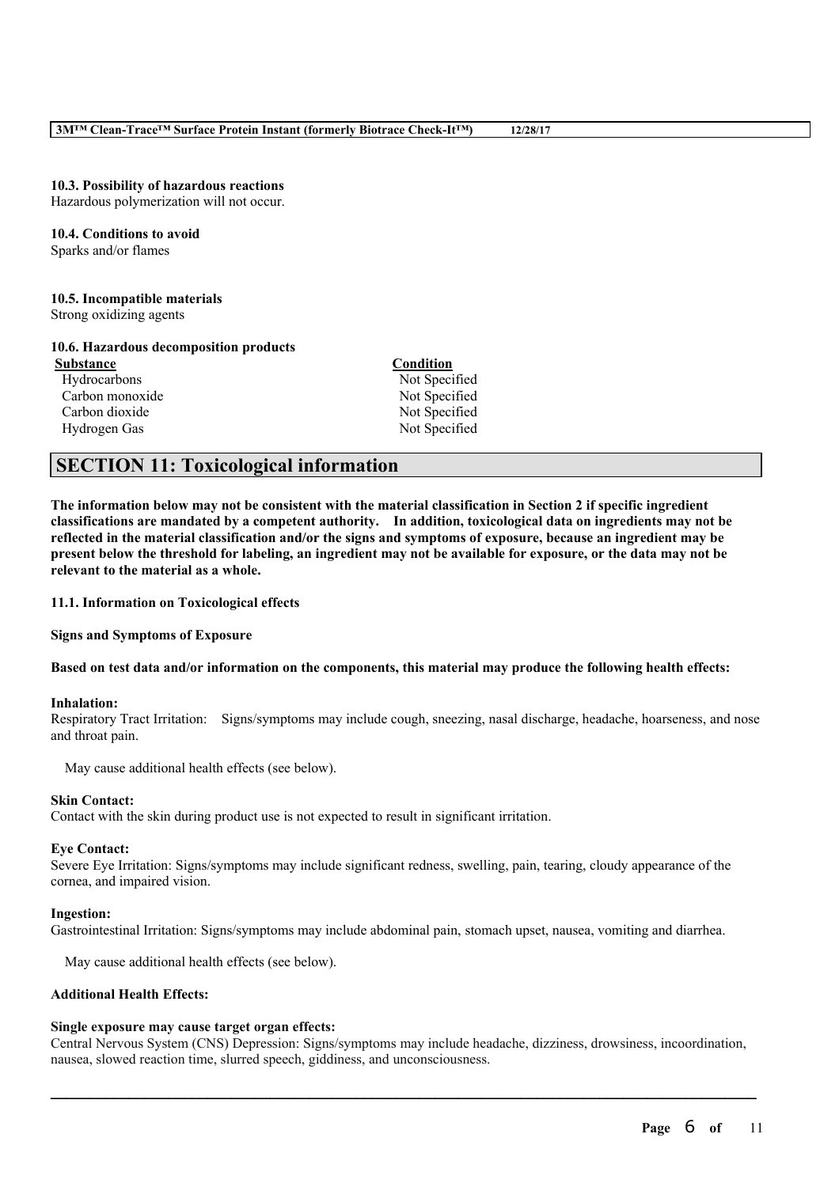### 10.3. Possibility of hazardous reactions
Hazardous polymerization will not occur.

### 10.4. Conditions to avoid
Sparks and/or flames

### 10.5. Incompatible materials
Strong oxidizing agents

### 10.6. Hazardous decomposition products

| Substance | Condition |
|---|---|
| Hydrocarbons | Not Specified |
| Carbon monoxide | Not Specified |
| Carbon dioxide | Not Specified |
| Hydrogen Gas | Not Specified |

## SECTION 11: Toxicological information

**The information below may not be consistent with the material classification in Section 2 if specific ingredient classifications are mandated by a competent authority. In addition, toxicological data on ingredients may not be reflected in the material classification and/or the signs and symptoms of exposure, because an ingredient may be present below the threshold for labeling, an ingredient may not be available for exposure, or the data may not be relevant to the material as a whole.**

### 11.1. Information on Toxicological effects

**Signs and Symptoms of Exposure**

**Based on test data and/or information on the components, this material may produce the following health effects:**

**Inhalation:**
Respiratory Tract Irritation: Signs/symptoms may include cough, sneezing, nasal discharge, headache, hoarseness, and nose and throat pain.

May cause additional health effects (see below).

**Skin Contact:**
Contact with the skin during product use is not expected to result in significant irritation.

**Eye Contact:**
Severe Eye Irritation: Signs/symptoms may include significant redness, swelling, pain, tearing, cloudy appearance of the cornea, and impaired vision.

**Ingestion:**
Gastrointestinal Irritation: Signs/symptoms may include abdominal pain, stomach upset, nausea, vomiting and diarrhea.

May cause additional health effects (see below).

**Additional Health Effects:**

**Single exposure may cause target organ effects:**
Central Nervous System (CNS) Depression: Signs/symptoms may include headache, dizziness, drowsiness, incoordination, nausea, slowed reaction time, slurred speech, giddiness, and unconsciousness.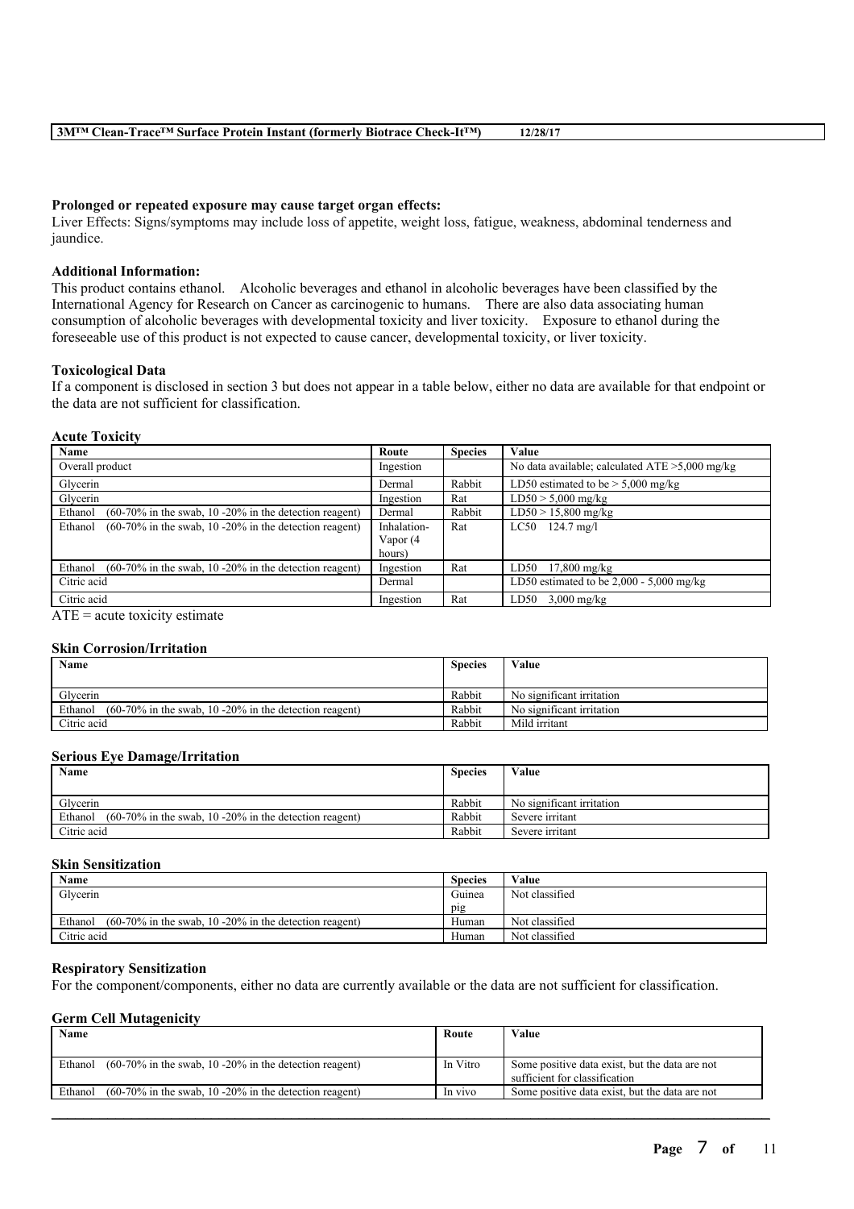**Prolonged or repeated exposure may cause target organ effects:**
Liver Effects: Signs/symptoms may include loss of appetite, weight loss, fatigue, weakness, abdominal tenderness and jaundice.

**Additional Information:**
This product contains ethanol. Alcoholic beverages and ethanol in alcoholic beverages have been classified by the International Agency for Research on Cancer as carcinogenic to humans. There are also data associating human consumption of alcoholic beverages with developmental toxicity and liver toxicity. Exposure to ethanol during the foreseeable use of this product is not expected to cause cancer, developmental toxicity, or liver toxicity.

**Toxicological Data**
If a component is disclosed in section 3 but does not appear in a table below, either no data are available for that endpoint or the data are not sufficient for classification.

**Acute Toxicity**

| Name | Route | Species | Value |
|---|---|---|---|
| Overall product | Ingestion | | No data available; calculated ATE >5,000 mg/kg |
| Glycerin | Dermal | Rabbit | LD50 estimated to be > 5,000 mg/kg |
| Glycerin | Ingestion | Rat | LD50 > 5,000 mg/kg |
| Ethanol (60-70% in the swab, 10 -20% in the detection reagent) | Dermal | Rabbit | LD50 > 15,800 mg/kg |
| Ethanol (60-70% in the swab, 10 -20% in the detection reagent) | Inhalation-Vapor (4 hours) | Rat | LC50 124.7 mg/l |
| Ethanol (60-70% in the swab, 10 -20% in the detection reagent) | Ingestion | Rat | LD50 17,800 mg/kg |
| Citric acid | Dermal | | LD50 estimated to be 2,000 - 5,000 mg/kg |
| Citric acid | Ingestion | Rat | LD50 3,000 mg/kg |

ATE = acute toxicity estimate

**Skin Corrosion/Irritation**

| Name | Species | Value |
|---|---|---|
| Glycerin | Rabbit | No significant irritation |
| Ethanol (60-70% in the swab, 10 -20% in the detection reagent) | Rabbit | No significant irritation |
| Citric acid | Rabbit | Mild irritant |

**Serious Eye Damage/Irritation**

| Name | Species | Value |
|---|---|---|
| Glycerin | Rabbit | No significant irritation |
| Ethanol (60-70% in the swab, 10 -20% in the detection reagent) | Rabbit | Severe irritant |
| Citric acid | Rabbit | Severe irritant |

**Skin Sensitization**

| Name | Species | Value |
|---|---|---|
| Glycerin | Guinea pig | Not classified |
| Ethanol (60-70% in the swab, 10 -20% in the detection reagent) | Human | Not classified |
| Citric acid | Human | Not classified |

**Respiratory Sensitization**
For the component/components, either no data are currently available or the data are not sufficient for classification.

**Germ Cell Mutagenicity**

| Name | Route | Value |
|---|---|---|
| Ethanol (60-70% in the swab, 10 -20% in the detection reagent) | In Vitro | Some positive data exist, but the data are not sufficient for classification |
| Ethanol (60-70% in the swab, 10 -20% in the detection reagent) | In vivo | Some positive data exist, but the data are not |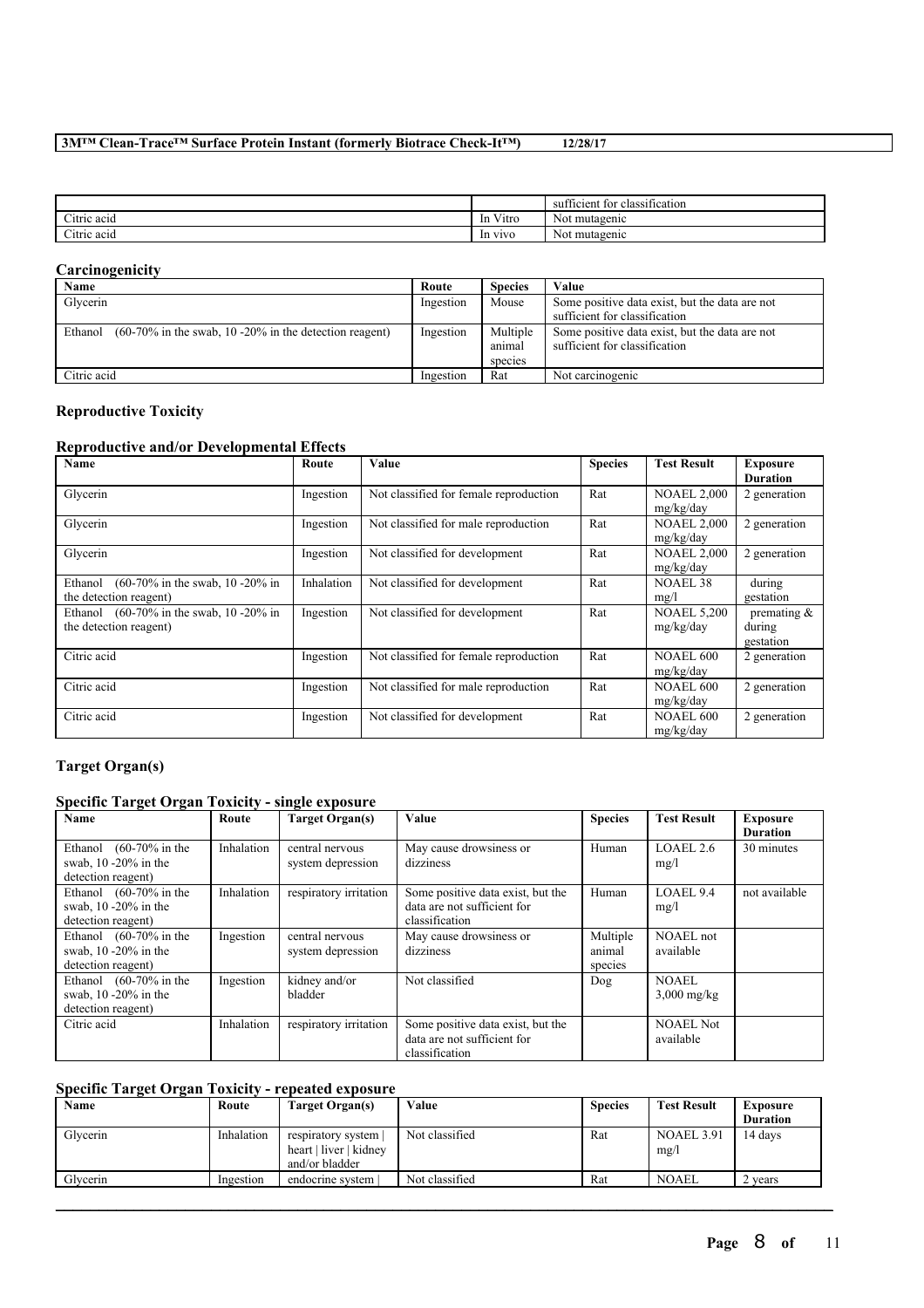| | | sufficient for classification |
|---|---|---|
| Citric acid | In Vitro | Not mutagenic |
| Citric acid | In vivo | Not mutagenic |

## Carcinogenicity

| Name | Route | Species | Value |
|---|---|---|---|
| Glycerin | Ingestion | Mouse | Some positive data exist, but the data are not sufficient for classification |
| Ethanol (60-70% in the swab, 10 -20% in the detection reagent) | Ingestion | Multiple animal species | Some positive data exist, but the data are not sufficient for classification |
| Citric acid | Ingestion | Rat | Not carcinogenic |

## Reproductive Toxicity

### Reproductive and/or Developmental Effects

| Name | Route | Value | Species | Test Result | Exposure Duration |
|---|---|---|---|---|---|
| Glycerin | Ingestion | Not classified for female reproduction | Rat | NOAEL 2,000 mg/kg/day | 2 generation |
| Glycerin | Ingestion | Not classified for male reproduction | Rat | NOAEL 2,000 mg/kg/day | 2 generation |
| Glycerin | Ingestion | Not classified for development | Rat | NOAEL 2,000 mg/kg/day | 2 generation |
| Ethanol (60-70% in the swab, 10 -20% in the detection reagent) | Inhalation | Not classified for development | Rat | NOAEL 38 mg/l | during gestation |
| Ethanol (60-70% in the swab, 10 -20% in the detection reagent) | Ingestion | Not classified for development | Rat | NOAEL 5,200 mg/kg/day | premating & during gestation |
| Citric acid | Ingestion | Not classified for female reproduction | Rat | NOAEL 600 mg/kg/day | 2 generation |
| Citric acid | Ingestion | Not classified for male reproduction | Rat | NOAEL 600 mg/kg/day | 2 generation |
| Citric acid | Ingestion | Not classified for development | Rat | NOAEL 600 mg/kg/day | 2 generation |

## Target Organ(s)

### Specific Target Organ Toxicity - single exposure

| Name | Route | Target Organ(s) | Value | Species | Test Result | Exposure Duration |
|---|---|---|---|---|---|---|
| Ethanol (60-70% in the swab, 10 -20% in the detection reagent) | Inhalation | central nervous system depression | May cause drowsiness or dizziness | Human | LOAEL 2.6 mg/l | 30 minutes |
| Ethanol (60-70% in the swab, 10 -20% in the detection reagent) | Inhalation | respiratory irritation | Some positive data exist, but the data are not sufficient for classification | Human | LOAEL 9.4 mg/l | not available |
| Ethanol (60-70% in the swab, 10 -20% in the detection reagent) | Ingestion | central nervous system depression | May cause drowsiness or dizziness | Multiple animal species | NOAEL not available | |
| Ethanol (60-70% in the swab, 10 -20% in the detection reagent) | Ingestion | kidney and/or bladder | Not classified | Dog | NOAEL 3,000 mg/kg | |
| Citric acid | Inhalation | respiratory irritation | Some positive data exist, but the data are not sufficient for classification | | NOAEL Not available | |

### Specific Target Organ Toxicity - repeated exposure

| Name | Route | Target Organ(s) | Value | Species | Test Result | Exposure Duration |
|---|---|---|---|---|---|---|
| Glycerin | Inhalation | respiratory system \| heart \| liver \| kidney and/or bladder | Not classified | Rat | NOAEL 3.91 mg/l | 14 days |
| Glycerin | Ingestion | endocrine system \| | Not classified | Rat | NOAEL | 2 years |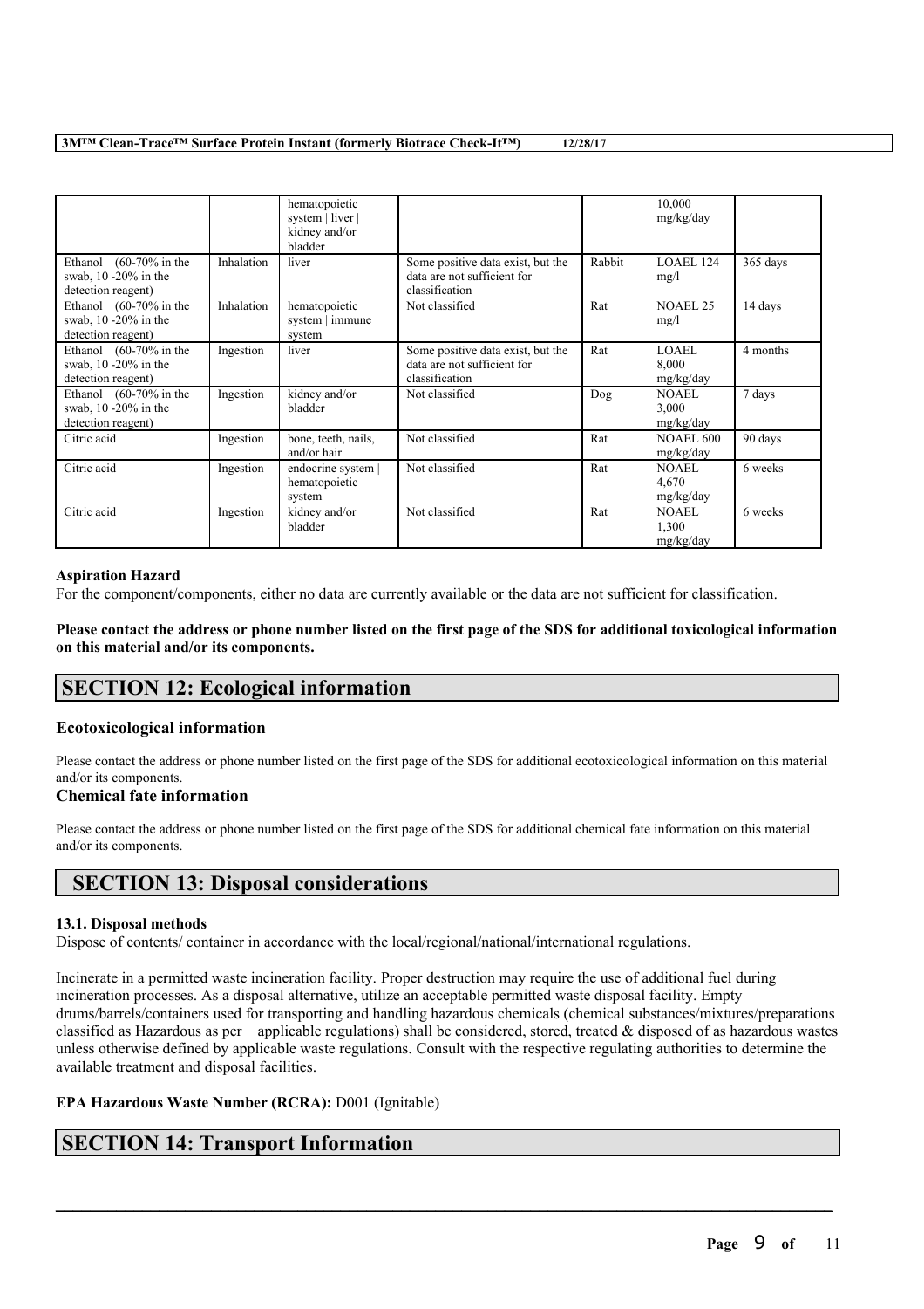| | | hematopoietic system \| liver \| kidney and/or bladder | | | 10,000 mg/kg/day | |
|---|---|---|---|---|---|---|
| Ethanol (60-70% in the swab, 10 -20% in the detection reagent) | Inhalation | liver | Some positive data exist, but the data are not sufficient for classification | Rabbit | LOAEL 124 mg/l | 365 days |
| Ethanol (60-70% in the swab, 10 -20% in the detection reagent) | Inhalation | hematopoietic system \| immune system | Not classified | Rat | NOAEL 25 mg/l | 14 days |
| Ethanol (60-70% in the swab, 10 -20% in the detection reagent) | Ingestion | liver | Some positive data exist, but the data are not sufficient for classification | Rat | LOAEL 8,000 mg/kg/day | 4 months |
| Ethanol (60-70% in the swab, 10 -20% in the detection reagent) | Ingestion | kidney and/or bladder | Not classified | Dog | NOAEL 3,000 mg/kg/day | 7 days |
| Citric acid | Ingestion | bone, teeth, nails, and/or hair | Not classified | Rat | NOAEL 600 mg/kg/day | 90 days |
| Citric acid | Ingestion | endocrine system \| hematopoietic system | Not classified | Rat | NOAEL 4,670 mg/kg/day | 6 weeks |
| Citric acid | Ingestion | kidney and/or bladder | Not classified | Rat | NOAEL 1,300 mg/kg/day | 6 weeks |

**Aspiration Hazard**

For the component/components, either no data are currently available or the data are not sufficient for classification.

**Please contact the address or phone number listed on the first page of the SDS for additional toxicological information on this material and/or its components.**

## SECTION 12: Ecological information

### Ecotoxicological information

Please contact the address or phone number listed on the first page of the SDS for additional ecotoxicological information on this material and/or its components.

### Chemical fate information

Please contact the address or phone number listed on the first page of the SDS for additional chemical fate information on this material and/or its components.

## SECTION 13: Disposal considerations

**13.1. Disposal methods**

Dispose of contents/ container in accordance with the local/regional/national/international regulations.

Incinerate in a permitted waste incineration facility. Proper destruction may require the use of additional fuel during incineration processes. As a disposal alternative, utilize an acceptable permitted waste disposal facility. Empty drums/barrels/containers used for transporting and handling hazardous chemicals (chemical substances/mixtures/preparations classified as Hazardous as per applicable regulations) shall be considered, stored, treated & disposed of as hazardous wastes unless otherwise defined by applicable waste regulations. Consult with the respective regulating authorities to determine the available treatment and disposal facilities.

**EPA Hazardous Waste Number (RCRA):** D001 (Ignitable)

## SECTION 14: Transport Information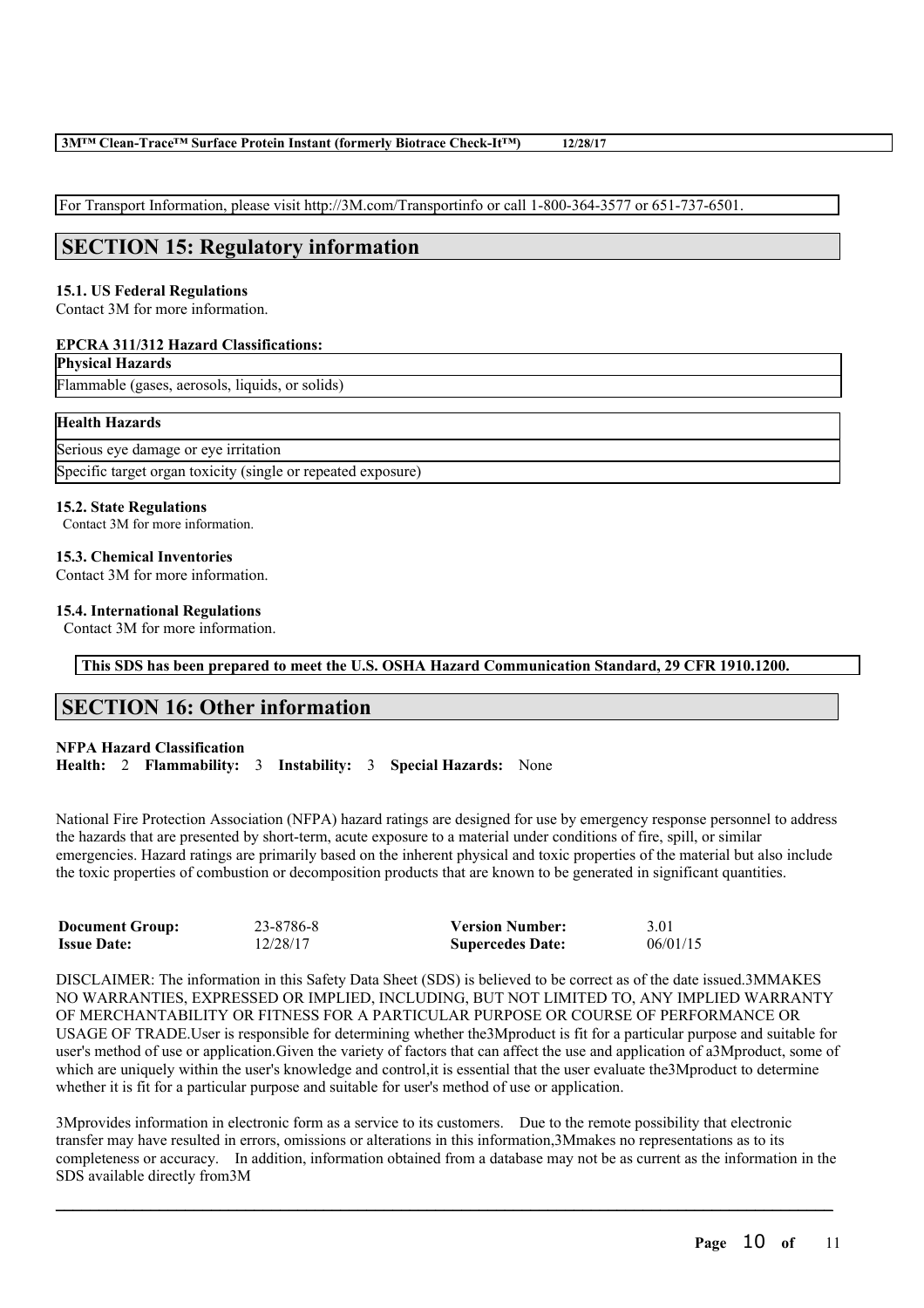For Transport Information, please visit http://3M.com/Transportinfo or call 1-800-364-3577 or 651-737-6501.

## SECTION 15: Regulatory information

### 15.1. US Federal Regulations

Contact 3M for more information.

**EPCRA 311/312 Hazard Classifications:**

| Physical Hazards |
| --- |
| Flammable (gases, aerosols, liquids, or solids) |

| Health Hazards |
| --- |
| Serious eye damage or eye irritation |
| Specific target organ toxicity (single or repeated exposure) |

### 15.2. State Regulations

Contact 3M for more information.

### 15.3. Chemical Inventories

Contact 3M for more information.

### 15.4. International Regulations

Contact 3M for more information.

**This SDS has been prepared to meet the U.S. OSHA Hazard Communication Standard, 29 CFR 1910.1200.**

## SECTION 16: Other information

**NFPA Hazard Classification**

**Health:** 2 **Flammability:** 3 **Instability:** 3 **Special Hazards:** None

National Fire Protection Association (NFPA) hazard ratings are designed for use by emergency response personnel to address the hazards that are presented by short-term, acute exposure to a material under conditions of fire, spill, or similar emergencies. Hazard ratings are primarily based on the inherent physical and toxic properties of the material but also include the toxic properties of combustion or decomposition products that are known to be generated in significant quantities.

| | | | |
| --- | --- | --- | --- |
| **Document Group:** | 23-8786-8 | **Version Number:** | 3.01 |
| **Issue Date:** | 12/28/17 | **Supercedes Date:** | 06/01/15 |

DISCLAIMER: The information in this Safety Data Sheet (SDS) is believed to be correct as of the date issued.3MMAKES NO WARRANTIES, EXPRESSED OR IMPLIED, INCLUDING, BUT NOT LIMITED TO, ANY IMPLIED WARRANTY OF MERCHANTABILITY OR FITNESS FOR A PARTICULAR PURPOSE OR COURSE OF PERFORMANCE OR USAGE OF TRADE.User is responsible for determining whether the3Mproduct is fit for a particular purpose and suitable for user's method of use or application.Given the variety of factors that can affect the use and application of a3Mproduct, some of which are uniquely within the user's knowledge and control,it is essential that the user evaluate the3Mproduct to determine whether it is fit for a particular purpose and suitable for user's method of use or application.

3Mprovides information in electronic form as a service to its customers. Due to the remote possibility that electronic transfer may have resulted in errors, omissions or alterations in this information,3Mmakes no representations as to its completeness or accuracy. In addition, information obtained from a database may not be as current as the information in the SDS available directly from3M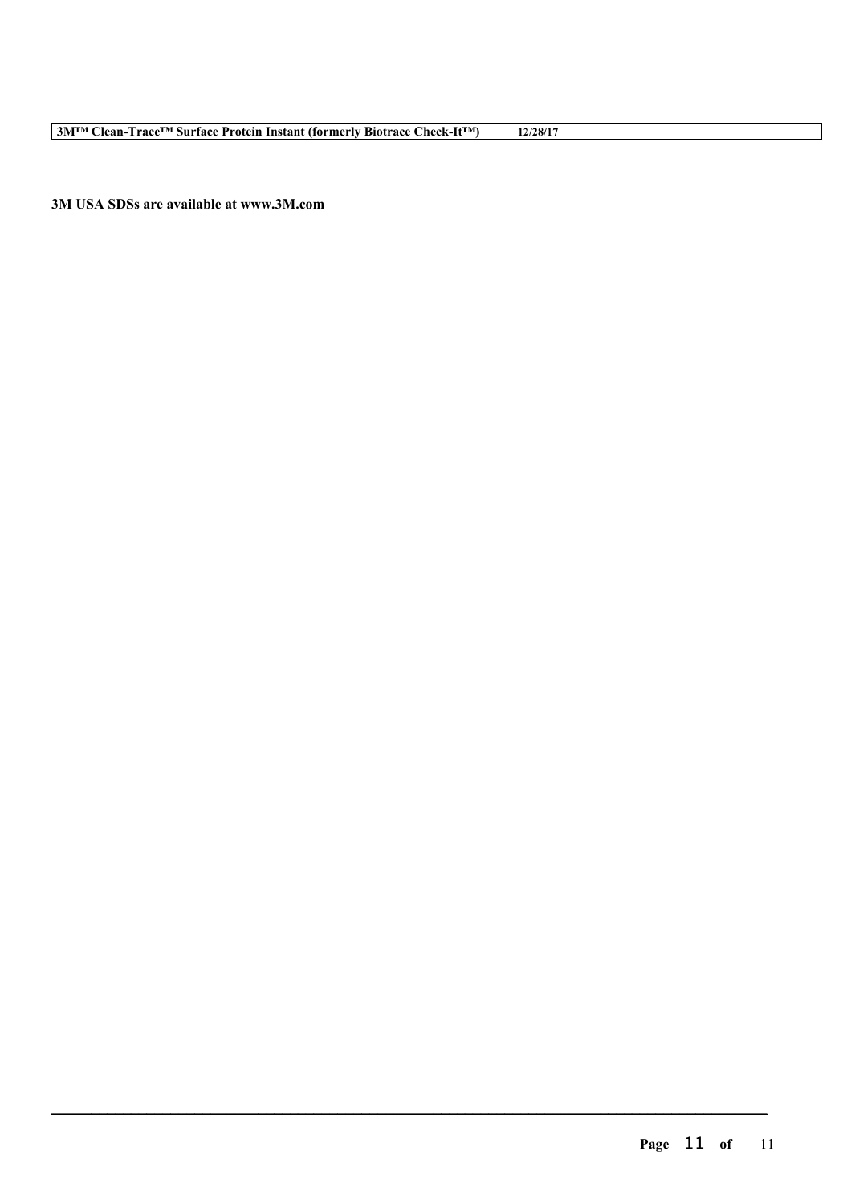**3M USA SDSs are available at www.3M.com**